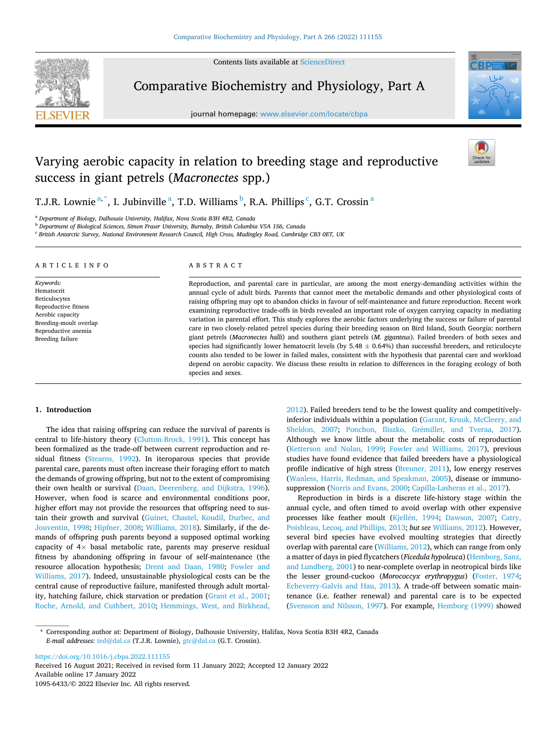# Varying aerobic capacity in relation to breeding stage and reproductive success in giant petrels (*Macronectes* spp.)

T.J.R. Lownie [a,*], I. Jubinville [a], T.D. Williams [b], R.A. Phillips [c], G.T. Crossin [a]

[a] Department of Biology, Dalhousie University, Halifax, Nova Scotia B3H 4R2, Canada
[b] Department of Biological Sciences, Simon Fraser University, Burnaby, British Columbia V5A 1S6, Canada
[c] British Antarctic Survey, National Environment Research Council, High Cross, Madingley Road, Cambridge CB3 0ET, UK

## ARTICLE INFO

*Keywords:*
Hematocrit
Reticulocytes
Reproductive fitness
Aerobic capacity
Breeding-moult overlap
Reproductive anemia
Breeding failure

## ABSTRACT

Reproduction, and parental care in particular, are among the most energy-demanding activities within the annual cycle of adult birds. Parents that cannot meet the metabolic demands and other physiological costs of raising offspring may opt to abandon chicks in favour of self-maintenance and future reproduction. Recent work examining reproductive trade-offs in birds revealed an important role of oxygen carrying capacity in mediating variation in parental effort. This study explores the aerobic factors underlying the success or failure of parental care in two closely-related petrel species during their breeding season on Bird Island, South Georgia: northern giant petrels (*Macronectes halli*) and southern giant petrels (*M. giganteus*). Failed breeders of both sexes and species had significantly lower hematocrit levels (by 5.48 ± 0.64%) than successful breeders, and reticulocyte counts also tended to be lower in failed males, consistent with the hypothesis that parental care and workload depend on aerobic capacity. We discuss these results in relation to differences in the foraging ecology of both species and sexes.

## 1. Introduction

The idea that raising offspring can reduce the survival of parents is central to life-history theory (Clutton-Brock, 1991). This concept has been formalized as the trade-off between current reproduction and residual fitness (Stearns, 1992). In iteroparous species that provide parental care, parents must often increase their foraging effort to match the demands of growing offspring, but not to the extent of compromising their own health or survival (Daan, Deerenberg, and Dijkstra, 1996). However, when food is scarce and environmental conditions poor, higher effort may not provide the resources that offspring need to sustain their growth and survival (Guinet, Chastel, Koudil, Durbec, and Jouventin, 1998; Hipfner, 2008; Williams, 2018). Similarly, if the demands of offspring push parents beyond a supposed optimal working capacity of 4× basal metabolic rate, parents may preserve residual fitness by abandoning offspring in favour of self-maintenance (the resource allocation hypothesis; Drent and Daan, 1980; Fowler and Williams, 2017). Indeed, unsustainable physiological costs can be the central cause of reproductive failure, manifested through adult mortality, hatching failure, chick starvation or predation (Grant et al., 2001; Roche, Arnold, and Cuthbert, 2010; Hemmings, West, and Birkhead, 2012). Failed breeders tend to be the lowest quality and competitively-inferior individuals within a population (Garant, Kruuk, McCleery, and Sheldon, 2007; Ponchon, Iliszko, Grémillet, and Tveraa, 2017). Although we know little about the metabolic costs of reproduction (Ketterson and Nolan, 1999; Fowler and Williams, 2017), previous studies have found evidence that failed breeders have a physiological profile indicative of high stress (Breuner, 2011), low energy reserves (Wanless, Harris, Redman, and Speakman, 2005), disease or immunosuppression (Norris and Evans, 2000; Capilla-Lasheras et al., 2017).

Reproduction in birds is a discrete life-history stage within the annual cycle, and often timed to avoid overlap with other expensive processes like feather moult (Kjellén, 1994; Dawson, 2007; Catry, Poisbleau, Lecoq, and Phillips, 2013; *but see* Williams, 2012). However, several bird species have evolved moulting strategies that directly overlap with parental care (Williams, 2012), which can range from only a matter of days in pied flycatchers (*Ficedula hypoleuca*) (Hemborg, Sanz, and Lundberg, 2001) to near-complete overlap in neotropical birds like the lesser ground-cuckoo (*Morococcyx erythropygus*) (Foster, 1974; Echeverry-Galvis and Hau, 2013). A trade-off between somatic maintenance (i.e. feather renewal) and parental care is to be expected (Svensson and Nilsson, 1997). For example, Hemborg (1999) showed

* Corresponding author at: Department of Biology, Dalhousie University, Halifax, Nova Scotia B3H 4R2, Canada
*E-mail addresses:* ted@dal.ca (T.J.R. Lownie), gtc@dal.ca (G.T. Crossin).

https://doi.org/10.1016/j.cbpa.2022.111155
Received 16 August 2021; Received in revised form 11 January 2022; Accepted 12 January 2022
Available online 17 January 2022
1095-6433/© 2022 Elsevier Inc. All rights reserved.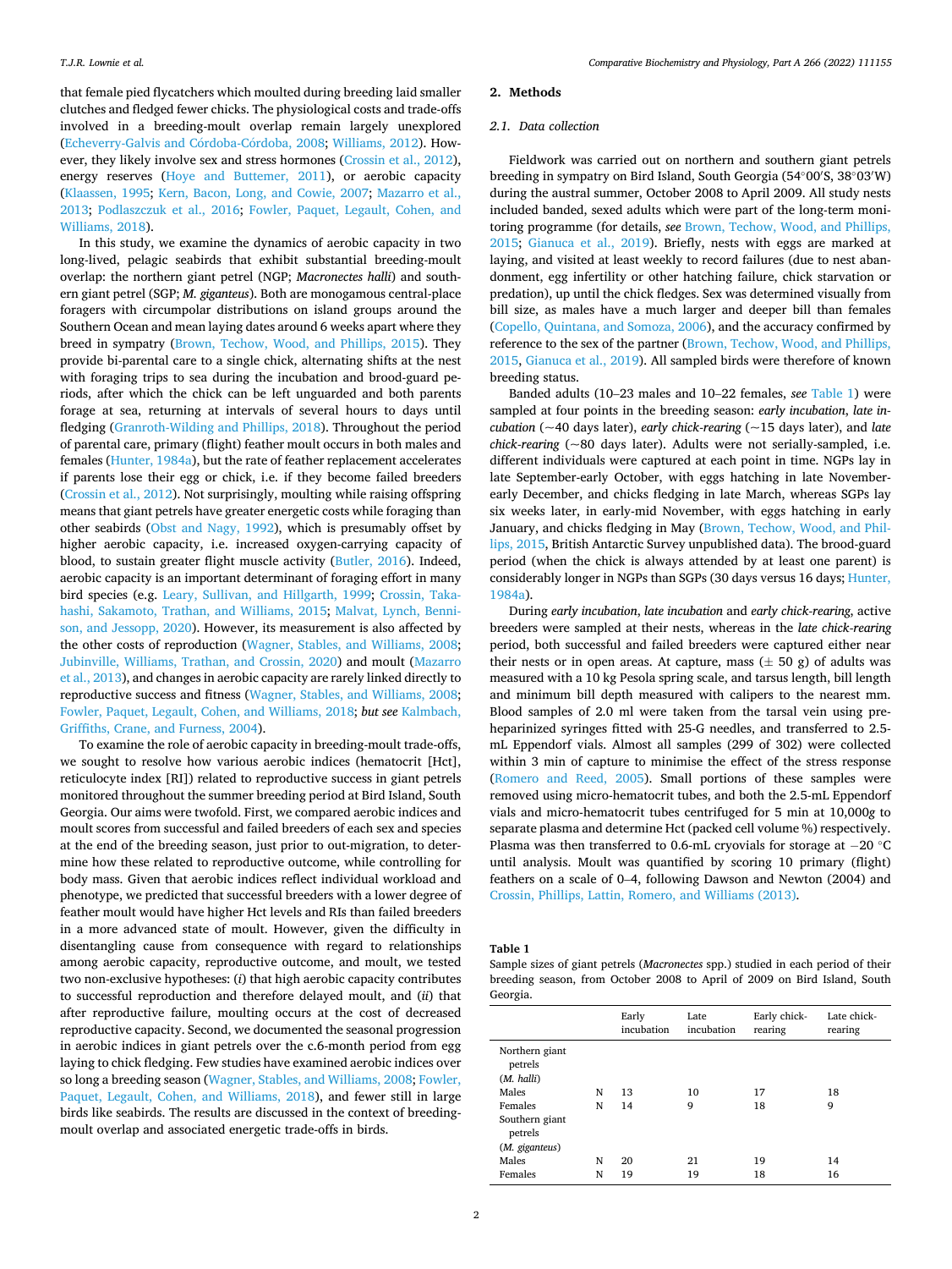that female pied flycatchers which moulted during breeding laid smaller clutches and fledged fewer chicks. The physiological costs and trade-offs involved in a breeding-moult overlap remain largely unexplored (Echeverry-Galvis and Córdoba-Córdoba, 2008; Williams, 2012). However, they likely involve sex and stress hormones (Crossin et al., 2012), energy reserves (Hoye and Buttemer, 2011), or aerobic capacity (Klaassen, 1995; Kern, Bacon, Long, and Cowie, 2007; Mazarro et al., 2013; Podlaszczuk et al., 2016; Fowler, Paquet, Legault, Cohen, and Williams, 2018).

In this study, we examine the dynamics of aerobic capacity in two long-lived, pelagic seabirds that exhibit substantial breeding-moult overlap: the northern giant petrel (NGP; *Macronectes halli*) and southern giant petrel (SGP; *M. giganteus*). Both are monogamous central-place foragers with circumpolar distributions on island groups around the Southern Ocean and mean laying dates around 6 weeks apart where they breed in sympatry (Brown, Techow, Wood, and Phillips, 2015). They provide bi-parental care to a single chick, alternating shifts at the nest with foraging trips to sea during the incubation and brood-guard periods, after which the chick can be left unguarded and both parents forage at sea, returning at intervals of several hours to days until fledging (Granroth-Wilding and Phillips, 2018). Throughout the period of parental care, primary (flight) feather moult occurs in both males and females (Hunter, 1984a), but the rate of feather replacement accelerates if parents lose their egg or chick, i.e. if they become failed breeders (Crossin et al., 2012). Not surprisingly, moulting while raising offspring means that giant petrels have greater energetic costs while foraging than other seabirds (Obst and Nagy, 1992), which is presumably offset by higher aerobic capacity, i.e. increased oxygen-carrying capacity of blood, to sustain greater flight muscle activity (Butler, 2016). Indeed, aerobic capacity is an important determinant of foraging effort in many bird species (e.g. Leary, Sullivan, and Hillgarth, 1999; Crossin, Takahashi, Sakamoto, Trathan, and Williams, 2015; Malvat, Lynch, Bennison, and Jessopp, 2020). However, its measurement is also affected by the other costs of reproduction (Wagner, Stables, and Williams, 2008; Jubinville, Williams, Trathan, and Crossin, 2020) and moult (Mazarro et al., 2013), and changes in aerobic capacity are rarely linked directly to reproductive success and fitness (Wagner, Stables, and Williams, 2008; Fowler, Paquet, Legault, Cohen, and Williams, 2018; *but see* Kalmbach, Griffiths, Crane, and Furness, 2004).

To examine the role of aerobic capacity in breeding-moult trade-offs, we sought to resolve how various aerobic indices (hematocrit [Hct], reticulocyte index [RI]) related to reproductive success in giant petrels monitored throughout the summer breeding period at Bird Island, South Georgia. Our aims were twofold. First, we compared aerobic indices and moult scores from successful and failed breeders of each sex and species at the end of the breeding season, just prior to out-migration, to determine how these related to reproductive outcome, while controlling for body mass. Given that aerobic indices reflect individual workload and phenotype, we predicted that successful breeders with a lower degree of feather moult would have higher Hct levels and RIs than failed breeders in a more advanced state of moult. However, given the difficulty in disentangling cause from consequence with regard to relationships among aerobic capacity, reproductive outcome, and moult, we tested two non-exclusive hypotheses: (*i*) that high aerobic capacity contributes to successful reproduction and therefore delayed moult, and (*ii*) that after reproductive failure, moulting occurs at the cost of decreased reproductive capacity. Second, we documented the seasonal progression in aerobic indices in giant petrels over the c.6-month period from egg laying to chick fledging. Few studies have examined aerobic indices over so long a breeding season (Wagner, Stables, and Williams, 2008; Fowler, Paquet, Legault, Cohen, and Williams, 2018), and fewer still in large birds like seabirds. The results are discussed in the context of breeding-moult overlap and associated energetic trade-offs in birds.

## 2. Methods

### 2.1. Data collection

Fieldwork was carried out on northern and southern giant petrels breeding in sympatry on Bird Island, South Georgia (54°00′S, 38°03′W) during the austral summer, October 2008 to April 2009. All study nests included banded, sexed adults which were part of the long-term monitoring programme (for details, *see* Brown, Techow, Wood, and Phillips, 2015; Gianuca et al., 2019). Briefly, nests with eggs are marked at laying, and visited at least weekly to record failures (due to nest abandonment, egg infertility or other hatching failure, chick starvation or predation), up until the chick fledges. Sex was determined visually from bill size, as males have a much larger and deeper bill than females (Copello, Quintana, and Somoza, 2006), and the accuracy confirmed by reference to the sex of the partner (Brown, Techow, Wood, and Phillips, 2015, Gianuca et al., 2019). All sampled birds were therefore of known breeding status.

Banded adults (10–23 males and 10–22 females, *see* Table 1) were sampled at four points in the breeding season: *early incubation*, *late incubation* (~40 days later), *early chick-rearing* (~15 days later), and *late chick-rearing* (~80 days later). Adults were not serially-sampled, i.e. different individuals were captured at each point in time. NGPs lay in late September-early October, with eggs hatching in late November-early December, and chicks fledging in late March, whereas SGPs lay six weeks later, in early-mid November, with eggs hatching in early January, and chicks fledging in May (Brown, Techow, Wood, and Phillips, 2015, British Antarctic Survey unpublished data). The brood-guard period (when the chick is always attended by at least one parent) is considerably longer in NGPs than SGPs (30 days versus 16 days; Hunter, 1984a).

During *early incubation*, *late incubation* and *early chick-rearing*, active breeders were sampled at their nests, whereas in the *late chick-rearing* period, both successful and failed breeders were captured either near their nests or in open areas. At capture, mass (± 50 g) of adults was measured with a 10 kg Pesola spring scale, and tarsus length, bill length and minimum bill depth measured with calipers to the nearest mm. Blood samples of 2.0 ml were taken from the tarsal vein using pre-heparinized syringes fitted with 25-G needles, and transferred to 2.5-mL Eppendorf vials. Almost all samples (299 of 302) were collected within 3 min of capture to minimise the effect of the stress response (Romero and Reed, 2005). Small portions of these samples were removed using micro-hematocrit tubes, and both the 2.5-mL Eppendorf vials and micro-hematocrit tubes centrifuged for 5 min at 10,000*g* to separate plasma and determine Hct (packed cell volume %) respectively. Plasma was then transferred to 0.6-mL cryovials for storage at −20 °C until analysis. Moult was quantified by scoring 10 primary (flight) feathers on a scale of 0–4, following Dawson and Newton (2004) and Crossin, Phillips, Lattin, Romero, and Williams (2013).

**Table 1**
Sample sizes of giant petrels (*Macronectes* spp.) studied in each period of their breeding season, from October 2008 to April of 2009 on Bird Island, South Georgia.

| | | Early incubation | Late incubation | Early chick-rearing | Late chick-rearing |
|---|---|---|---|---|---|
| Northern giant petrels (*M. halli*) | | | | | |
| Males | N | 13 | 10 | 17 | 18 |
| Females | N | 14 | 9 | 18 | 9 |
| Southern giant petrels (*M. giganteus*) | | | | | |
| Males | N | 20 | 21 | 19 | 14 |
| Females | N | 19 | 19 | 18 | 16 |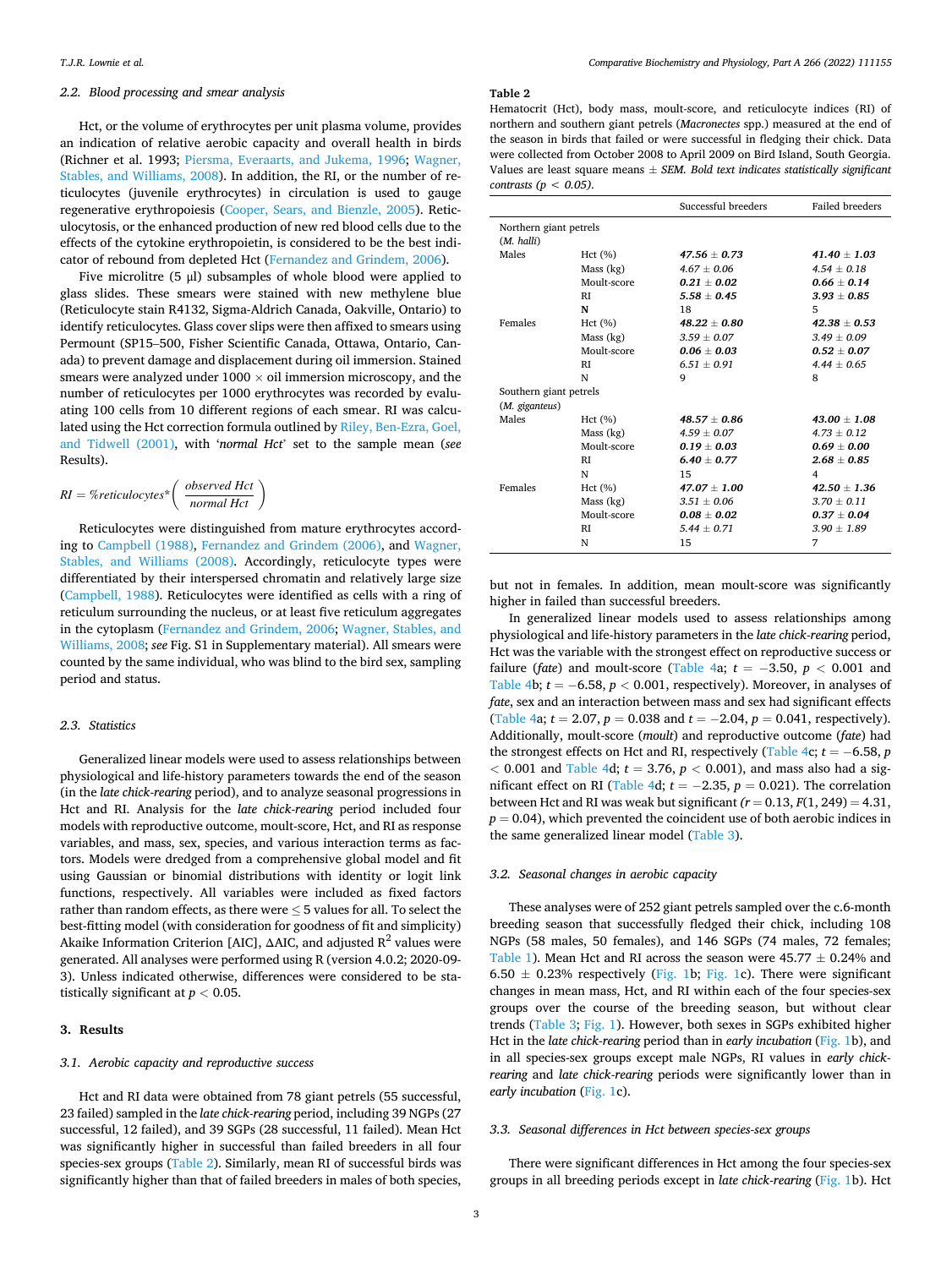### 2.2. Blood processing and smear analysis

Hct, or the volume of erythrocytes per unit plasma volume, provides an indication of relative aerobic capacity and overall health in birds (Richner et al. 1993; Piersma, Everaarts, and Jukema, 1996; Wagner, Stables, and Williams, 2008). In addition, the RI, or the number of reticulocytes (juvenile erythrocytes) in circulation is used to gauge regenerative erythropoiesis (Cooper, Sears, and Bienzle, 2005). Reticulocytosis, or the enhanced production of new red blood cells due to the effects of the cytokine erythropoietin, is considered to be the best indicator of rebound from depleted Hct (Fernandez and Grindem, 2006).

Five microlitre (5 μl) subsamples of whole blood were applied to glass slides. These smears were stained with new methylene blue (Reticulocyte stain R4132, Sigma-Aldrich Canada, Oakville, Ontario) to identify reticulocytes. Glass cover slips were then affixed to smears using Permount (SP15–500, Fisher Scientific Canada, Ottawa, Ontario, Canada) to prevent damage and displacement during oil immersion. Stained smears were analyzed under 1000 × oil immersion microscopy, and the number of reticulocytes per 1000 erythrocytes was recorded by evaluating 100 cells from 10 different regions of each smear. RI was calculated using the Hct correction formula outlined by Riley, Ben-Ezra, Goel, and Tidwell (2001), with '*normal Hct*' set to the sample mean (*see* Results).

$$RI = \%reticulocytes^{*}\left(\frac{observed\ Hct}{normal\ Hct}\right)$$

Reticulocytes were distinguished from mature erythrocytes according to Campbell (1988), Fernandez and Grindem (2006), and Wagner, Stables, and Williams (2008). Accordingly, reticulocyte types were differentiated by their interspersed chromatin and relatively large size (Campbell, 1988). Reticulocytes were identified as cells with a ring of reticulum surrounding the nucleus, or at least five reticulum aggregates in the cytoplasm (Fernandez and Grindem, 2006; Wagner, Stables, and Williams, 2008; *see* Fig. S1 in Supplementary material). All smears were counted by the same individual, who was blind to the bird sex, sampling period and status.

### 2.3. Statistics

Generalized linear models were used to assess relationships between physiological and life-history parameters towards the end of the season (in the *late chick-rearing* period), and to analyze seasonal progressions in Hct and RI. Analysis for the *late chick-rearing* period included four models with reproductive outcome, moult-score, Hct, and RI as response variables, and mass, sex, species, and various interaction terms as factors. Models were dredged from a comprehensive global model and fit using Gaussian or binomial distributions with identity or logit link functions, respectively. All variables were included as fixed factors rather than random effects, as there were ≤ 5 values for all. To select the best-fitting model (with consideration for goodness of fit and simplicity) Akaike Information Criterion [AIC], ΔAIC, and adjusted $R^2$ values were generated. All analyses were performed using R (version 4.0.2; 2020-09-3). Unless indicated otherwise, differences were considered to be statistically significant at $p < 0.05$.

## 3. Results

### 3.1. Aerobic capacity and reproductive success

Hct and RI data were obtained from 78 giant petrels (55 successful, 23 failed) sampled in the *late chick-rearing* period, including 39 NGPs (27 successful, 12 failed), and 39 SGPs (28 successful, 11 failed). Mean Hct was significantly higher in successful than failed breeders in all four species-sex groups (Table 2). Similarly, mean RI of successful birds was significantly higher than that of failed breeders in males of both species, but not in females. In addition, mean moult-score was significantly higher in failed than successful breeders.

**Table 2**
Hematocrit (Hct), body mass, moult-score, and reticulocyte indices (RI) of northern and southern giant petrels (*Macronectes* spp.) measured at the end of the season in birds that failed or were successful in fledging their chick. Data were collected from October 2008 to April 2009 on Bird Island, South Georgia. Values are least square means ± *SEM*. *Bold text indicates statistically significant contrasts (p < 0.05).*

| | | Successful breeders | Failed breeders |
|---|---|---|---|
| Northern giant petrels (*M. halli*) | | | |
| Males | Hct (%) | ***47.56 ± 0.73*** | ***41.40 ± 1.03*** |
| | Mass (kg) | *4.67 ± 0.06* | *4.54 ± 0.18* |
| | Moult-score | ***0.21 ± 0.02*** | ***0.66 ± 0.14*** |
| | RI | ***5.58 ± 0.45*** | ***3.93 ± 0.85*** |
| | **N** | 18 | 5 |
| Females | Hct (%) | ***48.22 ± 0.80*** | ***42.38 ± 0.53*** |
| | Mass (kg) | *3.59 ± 0.07* | *3.49 ± 0.09* |
| | Moult-score | ***0.06 ± 0.03*** | ***0.52 ± 0.07*** |
| | RI | *6.51 ± 0.91* | *4.44 ± 0.65* |
| | N | 9 | 8 |
| Southern giant petrels (*M. giganteus*) | | | |
| Males | Hct (%) | ***48.57 ± 0.86*** | ***43.00 ± 1.08*** |
| | Mass (kg) | *4.59 ± 0.07* | *4.73 ± 0.12* |
| | Moult-score | ***0.19 ± 0.03*** | ***0.69 ± 0.00*** |
| | RI | ***6.40 ± 0.77*** | ***2.68 ± 0.85*** |
| | N | 15 | 4 |
| Females | Hct (%) | ***47.07 ± 1.00*** | ***42.50 ± 1.36*** |
| | Mass (kg) | *3.51 ± 0.06* | *3.70 ± 0.11* |
| | Moult-score | ***0.08 ± 0.02*** | ***0.37 ± 0.04*** |
| | RI | *5.44 ± 0.71* | *3.90 ± 1.89* |
| | N | 15 | 7 |

In generalized linear models used to assess relationships among physiological and life-history parameters in the *late chick-rearing* period, Hct was the variable with the strongest effect on reproductive success or failure (*fate*) and moult-score (Table 4a; $t = -3.50$, $p < 0.001$ and Table 4b; $t = -6.58$, $p < 0.001$, respectively). Moreover, in analyses of *fate*, sex and an interaction between mass and sex had significant effects (Table 4a; $t = 2.07$, $p = 0.038$ and $t = -2.04$, $p = 0.041$, respectively). Additionally, moult-score (*moult*) and reproductive outcome (*fate*) had the strongest effects on Hct and RI, respectively (Table 4c; $t = -6.58$, $p < 0.001$ and Table 4d; $t = 3.76$, $p < 0.001$), and mass also had a significant effect on RI (Table 4d; $t = -2.35$, $p = 0.021$). The correlation between Hct and RI was weak but significant ($r = 0.13$, $F(1, 249) = 4.31$, $p = 0.04$), which prevented the coincident use of both aerobic indices in the same generalized linear model (Table 3).

### 3.2. Seasonal changes in aerobic capacity

These analyses were of 252 giant petrels sampled over the c.6-month breeding season that successfully fledged their chick, including 108 NGPs (58 males, 50 females), and 146 SGPs (74 males, 72 females; Table 1). Mean Hct and RI across the season were 45.77 ± 0.24% and 6.50 ± 0.23% respectively (Fig. 1b; Fig. 1c). There were significant changes in mean mass, Hct, and RI within each of the four species-sex groups over the course of the breeding season, but without clear trends (Table 3; Fig. 1). However, both sexes in SGPs exhibited higher Hct in the *late chick-rearing* period than in *early incubation* (Fig. 1b), and in all species-sex groups except male NGPs, RI values in *early chick-rearing* and *late chick-rearing* periods were significantly lower than in *early incubation* (Fig. 1c).

### 3.3. Seasonal differences in Hct between species-sex groups

There were significant differences in Hct among the four species-sex groups in all breeding periods except in *late chick-rearing* (Fig. 1b). Hct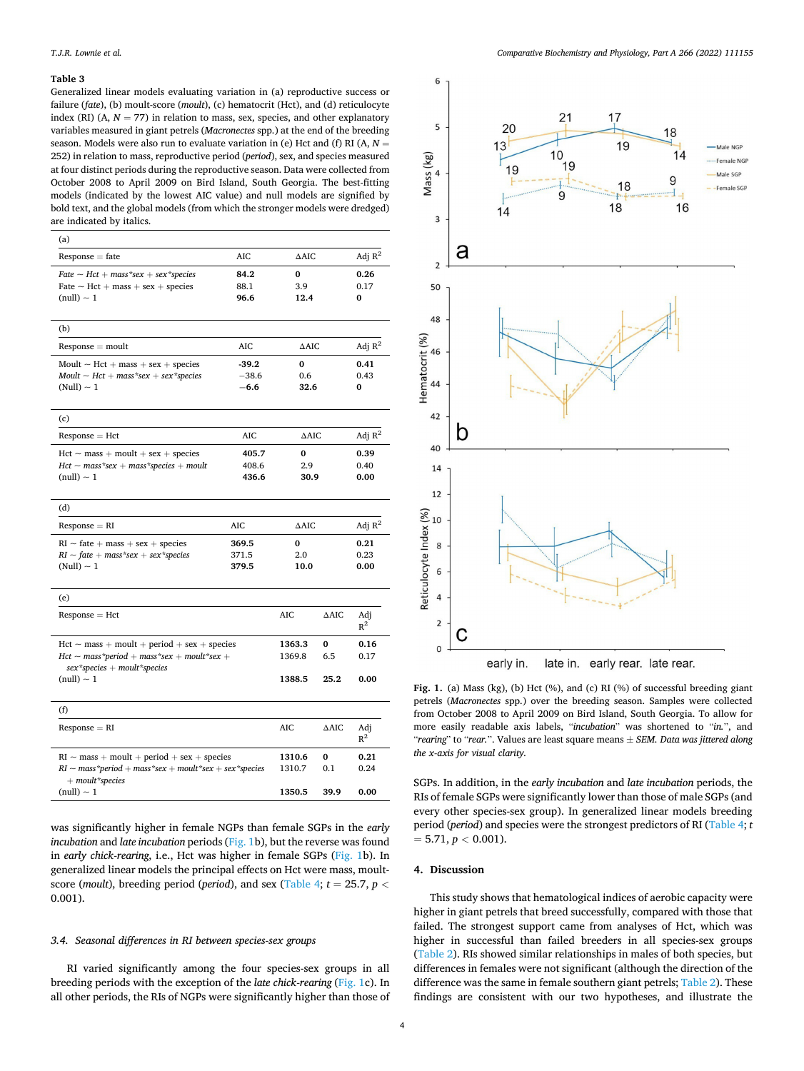**Table 3**
Generalized linear models evaluating variation in (a) reproductive success or failure (*fate*), (b) moult-score (*moult*), (c) hematocrit (Hct), and (d) reticulocyte index (RI) (A, $N = 77$) in relation to mass, sex, species, and other explanatory variables measured in giant petrels (*Macronectes* spp.) at the end of the breeding season. Models were also run to evaluate variation in (e) Hct and (f) RI (A, $N = 252$) in relation to mass, reproductive period (*period*), sex, and species measured at four distinct periods during the reproductive season. Data were collected from October 2008 to April 2009 on Bird Island, South Georgia. The best-fitting models (indicated by the lowest AIC value) and null models are signified by bold text, and the global models (from which the stronger models were dredged) are indicated by italics.

(a)

| Response = fate | AIC | ΔAIC | Adj $R^2$ |
|---|---|---|---|
| *Fate ~ Hct + mass\*sex + sex\*species* | **84.2** | **0** | **0.26** |
| Fate ~ Hct + mass + sex + species | 88.1 | 3.9 | 0.17 |
| (null) ~ 1 | **96.6** | **12.4** | **0** |

(b)

| Response = moult | AIC | ΔAIC | Adj $R^2$ |
|---|---|---|---|
| Moult ~ Hct + mass + sex + species | **-39.2** | **0** | **0.41** |
| *Moult ~ Hct + mass\*sex + sex\*species* | −38.6 | 0.6 | 0.43 |
| (Null) ~ 1 | **−6.6** | **32.6** | **0** |

(c)

| Response = Hct | AIC | ΔAIC | Adj $R^2$ |
|---|---|---|---|
| Hct ~ mass + moult + sex + species | **405.7** | **0** | **0.39** |
| *Hct ~ mass\*sex + mass\*species + moult* | 408.6 | 2.9 | 0.40 |
| (null) ~ 1 | **436.6** | **30.9** | **0.00** |

(d)

| Response = RI | AIC | ΔAIC | Adj $R^2$ |
|---|---|---|---|
| RI ~ fate + mass + sex + species | **369.5** | **0** | **0.21** |
| *RI ~ fate + mass\*sex + sex\*species* | 371.5 | 2.0 | 0.23 |
| (Null) ~ 1 | **379.5** | **10.0** | **0.00** |

(e)

| Response = Hct | AIC | ΔAIC | Adj $R^2$ |
|---|---|---|---|
| Hct ~ mass + moult + period + sex + species | **1363.3** | **0** | **0.16** |
| *Hct ~ mass\*period + mass\*sex + moult\*sex + sex\*species + moult\*species* | 1369.8 | 6.5 | 0.17 |
| (null) ~ 1 | **1388.5** | **25.2** | **0.00** |

(f)

| Response = RI | AIC | ΔAIC | Adj $R^2$ |
|---|---|---|---|
| RI ~ mass + moult + period + sex + species | **1310.6** | **0** | **0.21** |
| *RI ~ mass\*period + mass\*sex + moult\*sex + sex\*species + moult\*species* | 1310.7 | 0.1 | 0.24 |
| (null) ~ 1 | **1350.5** | **39.9** | **0.00** |

was significantly higher in female NGPs than female SGPs in the *early incubation* and *late incubation* periods (Fig. 1b), but the reverse was found in *early chick-rearing*, i.e., Hct was higher in female SGPs (Fig. 1b). In generalized linear models the principal effects on Hct were mass, moult-score (*moult*), breeding period (*period*), and sex (Table 4; $t = 25.7$, $p < 0.001$).

### 3.4. Seasonal differences in RI between species-sex groups

RI varied significantly among the four species-sex groups in all breeding periods with the exception of the *late chick-rearing* (Fig. 1c). In all other periods, the RIs of NGPs were significantly higher than those of SGPs. In addition, in the *early incubation* and *late incubation* periods, the RIs of female SGPs were significantly lower than those of male SGPs (and every other species-sex group). In generalized linear models breeding period (*period*) and species were the strongest predictors of RI (Table 4; $t = 5.71$, $p < 0.001$).

Fig. 1. (a) Mass (kg), (b) Hct (%), and (c) RI (%) of successful breeding giant petrels (*Macronectes* spp.) over the breeding season. Samples were collected from October 2008 to April 2009 on Bird Island, South Georgia. To allow for more easily readable axis labels, "*incubation*" was shortened to "*in.*", and "*rearing*" to "*rear.*". Values are least square means ± *SEM. Data was jittered along the x-axis for visual clarity.*

## 4. Discussion

This study shows that hematological indices of aerobic capacity were higher in giant petrels that breed successfully, compared with those that failed. The strongest support came from analyses of Hct, which was higher in successful than failed breeders in all species-sex groups (Table 2). RIs showed similar relationships in males of both species, but differences in females were not significant (although the direction of the difference was the same in female southern giant petrels; Table 2). These findings are consistent with our two hypotheses, and illustrate the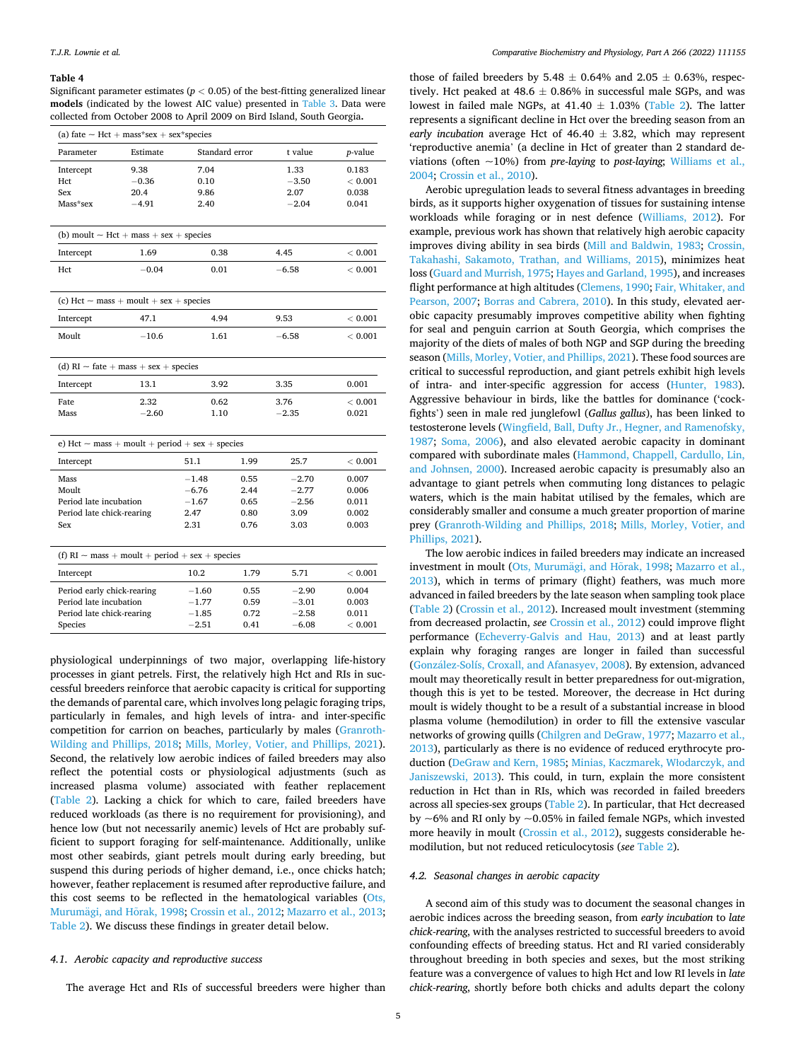**Table 4**
Significant parameter estimates ($p < 0.05$) of the best-fitting generalized linear **models** (indicated by the lowest AIC value) presented in Table 3. Data were collected from October 2008 to April 2009 on Bird Island, South Georgia.

| (a) fate ~ Hct + mass*sex + sex*species | | | | |
|---|---|---|---|---|
| Parameter | Estimate | Standard error | t value | p-value |
| Intercept | 9.38 | 7.04 | 1.33 | 0.183 |
| Hct | −0.36 | 0.10 | −3.50 | < 0.001 |
| Sex | 20.4 | 9.86 | 2.07 | 0.038 |
| Mass*sex | −4.91 | 2.40 | −2.04 | 0.041 |
| **(b) moult ~ Hct + mass + sex + species** | | | | |
| Intercept | 1.69 | 0.38 | 4.45 | < 0.001 |
| Hct | −0.04 | 0.01 | −6.58 | < 0.001 |
| **(c) Hct ~ mass + moult + sex + species** | | | | |
| Intercept | 47.1 | 4.94 | 9.53 | < 0.001 |
| Moult | −10.6 | 1.61 | −6.58 | < 0.001 |
| **(d) RI ~ fate + mass + sex + species** | | | | |
| Intercept | 13.1 | 3.92 | 3.35 | 0.001 |
| Fate | 2.32 | 0.62 | 3.76 | < 0.001 |
| Mass | −2.60 | 1.10 | −2.35 | 0.021 |
| **e) Hct ~ mass + moult + period + sex + species** | | | | |
| Intercept | 51.1 | 1.99 | 25.7 | < 0.001 |
| Mass | −1.48 | 0.55 | −2.70 | 0.007 |
| Moult | −6.76 | 2.44 | −2.77 | 0.006 |
| Period late incubation | −1.67 | 0.65 | −2.56 | 0.011 |
| Period late chick-rearing | 2.47 | 0.80 | 3.09 | 0.002 |
| Sex | 2.31 | 0.76 | 3.03 | 0.003 |
| **(f) RI ~ mass + moult + period + sex + species** | | | | |
| Intercept | 10.2 | 1.79 | 5.71 | < 0.001 |
| Period early chick-rearing | −1.60 | 0.55 | −2.90 | 0.004 |
| Period late incubation | −1.77 | 0.59 | −3.01 | 0.003 |
| Period late chick-rearing | −1.85 | 0.72 | −2.58 | 0.011 |
| Species | −2.51 | 0.41 | −6.08 | < 0.001 |

physiological underpinnings of two major, overlapping life-history processes in giant petrels. First, the relatively high Hct and RIs in successful breeders reinforce that aerobic capacity is critical for supporting the demands of parental care, which involves long pelagic foraging trips, particularly in females, and high levels of intra- and inter-specific competition for carrion on beaches, particularly by males (Granroth-Wilding and Phillips, 2018; Mills, Morley, Votier, and Phillips, 2021). Second, the relatively low aerobic indices of failed breeders may also reflect the potential costs or physiological adjustments (such as increased plasma volume) associated with feather replacement (Table 2). Lacking a chick for which to care, failed breeders have reduced workloads (as there is no requirement for provisioning), and hence low (but not necessarily anemic) levels of Hct are probably sufficient to support foraging for self-maintenance. Additionally, unlike most other seabirds, giant petrels moult during early breeding, but suspend this during periods of higher demand, i.e., once chicks hatch; however, feather replacement is resumed after reproductive failure, and this cost seems to be reflected in the hematological variables (Ots, Murumägi, and Hõrak, 1998; Crossin et al., 2012; Mazarro et al., 2013; Table 2). We discuss these findings in greater detail below.

### 4.1. Aerobic capacity and reproductive success

The average Hct and RIs of successful breeders were higher than those of failed breeders by 5.48 ± 0.64% and 2.05 ± 0.63%, respectively. Hct peaked at 48.6 ± 0.86% in successful male SGPs, and was lowest in failed male NGPs, at 41.40 ± 1.03% (Table 2). The latter represents a significant decline in Hct over the breeding season from an *early incubation* average Hct of 46.40 ± 3.82, which may represent 'reproductive anemia' (a decline in Hct of greater than 2 standard deviations (often ~10%) from *pre-laying* to *post-laying*; Williams et al., 2004; Crossin et al., 2010).

Aerobic upregulation leads to several fitness advantages in breeding birds, as it supports higher oxygenation of tissues for sustaining intense workloads while foraging or in nest defence (Williams, 2012). For example, previous work has shown that relatively high aerobic capacity improves diving ability in sea birds (Mill and Baldwin, 1983; Crossin, Takahashi, Sakamoto, Trathan, and Williams, 2015), minimizes heat loss (Guard and Murrish, 1975; Hayes and Garland, 1995), and increases flight performance at high altitudes (Clemens, 1990; Fair, Whitaker, and Pearson, 2007; Borras and Cabrera, 2010). In this study, elevated aerobic capacity presumably improves competitive ability when fighting for seal and penguin carrion at South Georgia, which comprises the majority of the diets of males of both NGP and SGP during the breeding season (Mills, Morley, Votier, and Phillips, 2021). These food sources are critical to successful reproduction, and giant petrels exhibit high levels of intra- and inter-specific aggression for access (Hunter, 1983). Aggressive behaviour in birds, like the battles for dominance ('cock-fights') seen in male red junglefowl (*Gallus gallus*), has been linked to testosterone levels (Wingfield, Ball, Dufty Jr., Hegner, and Ramenofsky, 1987; Soma, 2006), and also elevated aerobic capacity in dominant compared with subordinate males (Hammond, Chappell, Cardullo, Lin, and Johnsen, 2000). Increased aerobic capacity is presumably also an advantage to giant petrels when commuting long distances to pelagic waters, which is the main habitat utilised by the females, which are considerably smaller and consume a much greater proportion of marine prey (Granroth-Wilding and Phillips, 2018; Mills, Morley, Votier, and Phillips, 2021).

The low aerobic indices in failed breeders may indicate an increased investment in moult (Ots, Murumägi, and Hõrak, 1998; Mazarro et al., 2013), which in terms of primary (flight) feathers, was much more advanced in failed breeders by the late season when sampling took place (Table 2) (Crossin et al., 2012). Increased moult investment (stemming from decreased prolactin, *see* Crossin et al., 2012) could improve flight performance (Echeverry-Galvis and Hau, 2013) and at least partly explain why foraging ranges are longer in failed than successful (González-Solís, Croxall, and Afanasyev, 2008). By extension, advanced moult may theoretically result in better preparedness for out-migration, though this is yet to be tested. Moreover, the decrease in Hct during moult is widely thought to be a result of a substantial increase in blood plasma volume (hemodilution) in order to fill the extensive vascular networks of growing quills (Chilgren and DeGraw, 1977; Mazarro et al., 2013), particularly as there is no evidence of reduced erythrocyte production (DeGraw and Kern, 1985; Minias, Kaczmarek, Włodarczyk, and Janiszewski, 2013). This could, in turn, explain the more consistent reduction in Hct than in RIs, which was recorded in failed breeders across all species-sex groups (Table 2). In particular, that Hct decreased by ~6% and RI only by ~0.05% in failed female NGPs, which invested more heavily in moult (Crossin et al., 2012), suggests considerable hemodilution, but not reduced reticulocytosis (*see* Table 2).

### 4.2. Seasonal changes in aerobic capacity

A second aim of this study was to document the seasonal changes in aerobic indices across the breeding season, from *early incubation* to *late chick-rearing*, with the analyses restricted to successful breeders to avoid confounding effects of breeding status. Hct and RI varied considerably throughout breeding in both species and sexes, but the most striking feature was a convergence of values to high Hct and low RI levels in *late chick-rearing*, shortly before both chicks and adults depart the colony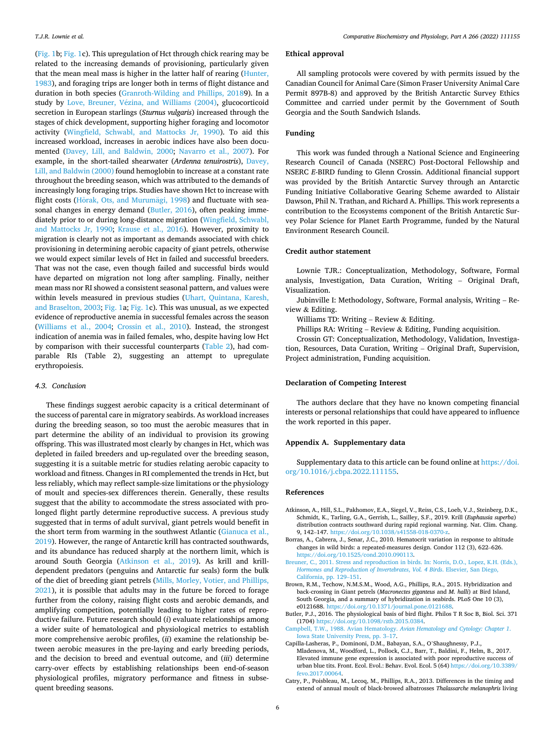(Fig. 1b; Fig. 1c). This upregulation of Hct through chick rearing may be related to the increasing demands of provisioning, particularly given that the mean meal mass is higher in the latter half of rearing (Hunter, 1983), and foraging trips are longer both in terms of flight distance and duration in both species (Granroth-Wilding and Phillips, 20189). In a study by Love, Breuner, Vézina, and Williams (2004), glucocorticoid secretion in European starlings (*Sturnus vulgaris*) increased through the stages of chick development, supporting higher foraging and locomotor activity (Wingfield, Schwabl, and Mattocks Jr, 1990). To aid this increased workload, increases in aerobic indices have also been documented (Davey, Lill, and Baldwin, 2000; Navarro et al., 2007). For example, in the short-tailed shearwater (*Ardenna tenuirostris*), Davey, Lill, and Baldwin (2000) found hemoglobin to increase at a constant rate throughout the breeding season, which was attributed to the demands of increasingly long foraging trips. Studies have shown Hct to increase with flight costs (Hõrak, Ots, and Murumägi, 1998) and fluctuate with seasonal changes in energy demand (Butler, 2016), often peaking immediately prior to or during long-distance migration (Wingfield, Schwabl, and Mattocks Jr, 1990; Krause et al., 2016). However, proximity to migration is clearly not as important as demands associated with chick provisioning in determining aerobic capacity of giant petrels, otherwise we would expect similar levels of Hct in failed and successful breeders. That was not the case, even though failed and successful birds would have departed on migration not long after sampling. Finally, neither mean mass nor RI showed a consistent seasonal pattern, and values were within levels measured in previous studies (Uhart, Quintana, Karesh, and Braselton, 2003; Fig. 1a; Fig. 1c). This was unusual, as we expected evidence of reproductive anemia in successful females across the season (Williams et al., 2004; Crossin et al., 2010). Instead, the strongest indication of anemia was in failed females, who, despite having low Hct by comparison with their successful counterparts (Table 2), had comparable RIs (Table 2), suggesting an attempt to upregulate erythropoiesis.

### 4.3. Conclusion

These findings suggest aerobic capacity is a critical determinant of the success of parental care in migratory seabirds. As workload increases during the breeding season, so too must the aerobic measures that in part determine the ability of an individual to provision its growing offspring. This was illustrated most clearly by changes in Hct, which was depleted in failed breeders and up-regulated over the breeding season, suggesting it is a suitable metric for studies relating aerobic capacity to workload and fitness. Changes in RI complemented the trends in Hct, but less reliably, which may reflect sample-size limitations or the physiology of moult and species-sex differences therein. Generally, these results suggest that the ability to accommodate the stress associated with prolonged flight partly determine reproductive success. A previous study suggested that in terms of adult survival, giant petrels would benefit in the short term from warming in the southwest Atlantic (Gianuca et al., 2019). However, the range of Antarctic krill has contracted southwards, and its abundance has reduced sharply at the northern limit, which is around South Georgia (Atkinson et al., 2019). As krill and krill-dependent predators (penguins and Antarctic fur seals) form the bulk of the diet of breeding giant petrels (Mills, Morley, Votier, and Phillips, 2021), it is possible that adults may in the future be forced to forage further from the colony, raising flight costs and aerobic demands, and amplifying competition, potentially leading to higher rates of reproductive failure. Future research should (*i*) evaluate relationships among a wider suite of hematological and physiological metrics to establish more comprehensive aerobic profiles, (*ii*) examine the relationship between aerobic measures in the pre-laying and early breeding periods, and the decision to breed and eventual outcome, and (*iii*) determine carry-over effects by establishing relationships been end-of-season physiological profiles, migratory performance and fitness in subsequent breeding seasons.

## Ethical approval

All sampling protocols were covered by with permits issued by the Canadian Council for Animal Care (Simon Fraser University Animal Care Permit 897B-8) and approved by the British Antarctic Survey Ethics Committee and carried under permit by the Government of South Georgia and the South Sandwich Islands.

## Funding

This work was funded through a National Science and Engineering Research Council of Canada (NSERC) Post-Doctoral Fellowship and NSERC *E*-BIRD funding to Glenn Crossin. Additional financial support was provided by the British Antarctic Survey through an Antarctic Funding Initiative Collaborative Gearing Scheme awarded to Alistair Dawson, Phil N. Trathan, and Richard A. Phillips. This work represents a contribution to the Ecosystems component of the British Antarctic Survey Polar Science for Planet Earth Programme, funded by the Natural Environment Research Council.

## Credit author statement

Lownie TJR.: Conceptualization, Methodology, Software, Formal analysis, Investigation, Data Curation, Writing – Original Draft, Visualization.

Jubinville I: Methodology, Software, Formal analysis, Writing – Review & Editing.

Williams TD: Writing – Review & Editing.

Phillips RA: Writing – Review & Editing, Funding acquisition.

Crossin GT: Conceptualization, Methodology, Validation, Investigation, Resources, Data Curation, Writing – Original Draft, Supervision, Project administration, Funding acquisition.

## Declaration of Competing Interest

The authors declare that they have no known competing financial interests or personal relationships that could have appeared to influence the work reported in this paper.

## Appendix A. Supplementary data

Supplementary data to this article can be found online at https://doi.org/10.1016/j.cbpa.2022.111155.

## References

Atkinson, A., Hill, S.L., Pakhomov, E.A., Siegel, V., Reiss, C.S., Loeb, V.J., Steinberg, D.K., Schmidt, K., Tarling, G.A., Gerrish, L., Sailley, S.F., 2019. Krill (*Euphausia superba*) distribution contracts southward during rapid regional warming. Nat. Clim. Chang. 9, 142–147. https://doi.org/10.1038/s41558-018-0370-z.

Borras, A., Cabrera, J., Senar, J.C., 2010. Hematocrit variation in response to altitude changes in wild birds: a repeated-measures design. Condor 112 (3), 622–626. https://doi.org/10.1525/cond.2010.090113.

Breuner, C., 2011. Stress and reproduction in birds. In: Norris, D.O., Lopez, K.H. (Eds.), *Hormones and Reproduction of Invertebrates, Vol. 4 Birds*. Elsevier, San Diego, California, pp. 129–151.

Brown, R.M., Techow, N.M.S.M., Wood, A.G., Phillips, R.A., 2015. Hybridization and back-crossing in Giant petrels (*Macronectes giganteus* and *M. halli*) at Bird Island, South Georgia, and a summary of hybridization in seabirds. PLoS One 10 (3), e0121688. https://doi.org/10.1371/journal.pone.0121688.

Butler, P.J., 2016. The physiological basis of bird flight. Philos T R Soc B, Biol. Sci. 371 (1704) https://doi.org/10.1098/rstb.2015.0384.

Campbell, T.W., 1988. Avian Hematology. *Avian Hematology and Cytology: Chapter 1*. Iowa State University Press, pp. 3–17.

Capilla-Lasheras, P., Dominoni, D.M., Babayan, S.A., O'Shaughnessy, P.J., Mladenova, M., Woodford, L., Pollock, C.J., Barr, T., Baldini, F., Helm, B., 2017. Elevated immune gene expression is associated with poor reproductive success of urban blue tits. Front. Ecol. Evol.: Behav. Evol. Ecol. 5 (64) https://doi.org/10.3389/fevo.2017.00064.

Catry, P., Poisbleau, M., Lecoq, M., Phillips, R.A., 2013. Differences in the timing and extend of annual moult of black-browed albatrosses *Thalassarche melanophris* living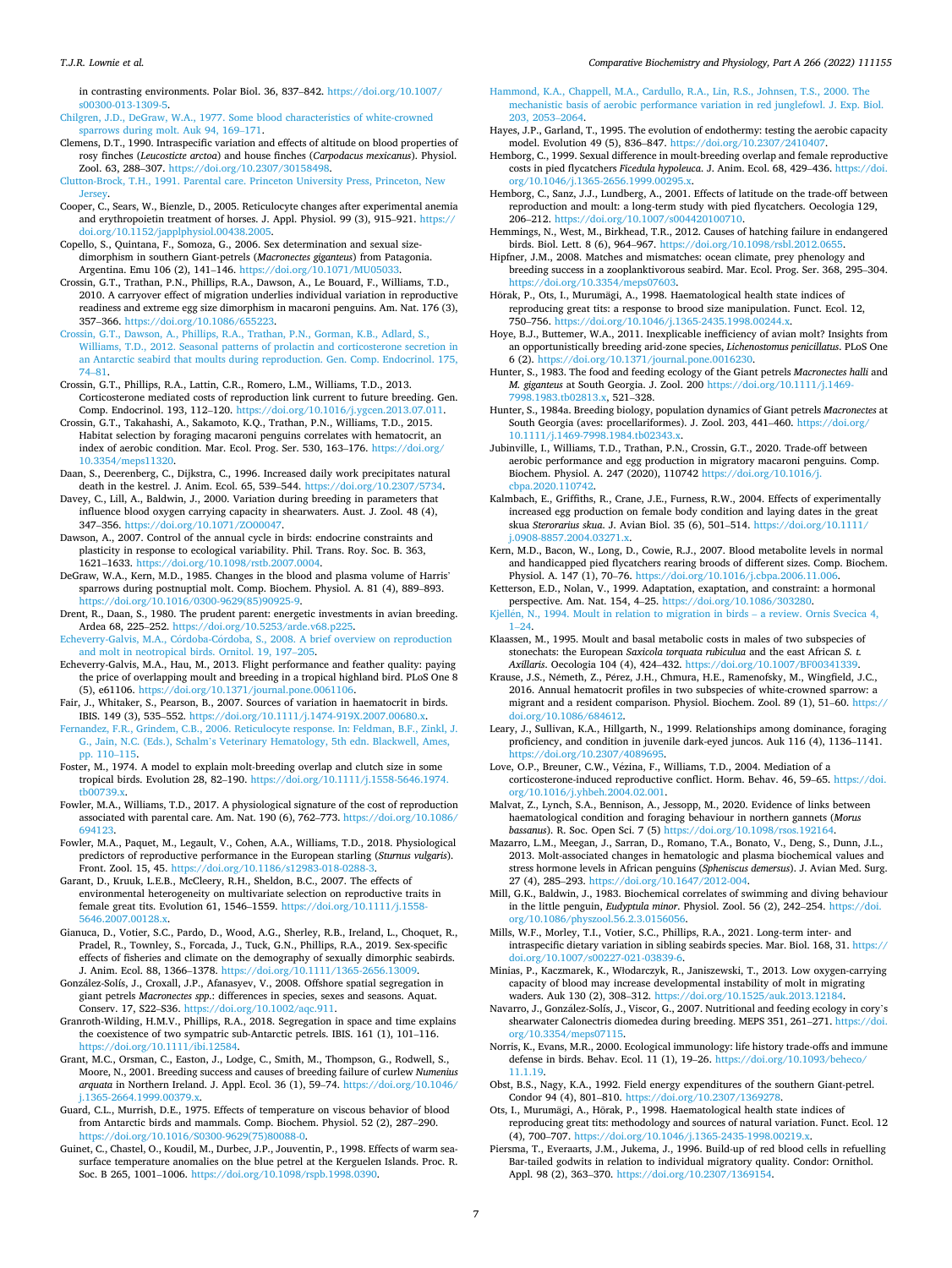in contrasting environments. Polar Biol. 36, 837–842. https://doi.org/10.1007/s00300-013-1309-5.

Chilgren, J.D., DeGraw, W.A., 1977. Some blood characteristics of white-crowned sparrows during molt. Auk 94, 169–171.

Clemens, D.T., 1990. Intraspecific variation and effects of altitude on blood properties of rosy finches (*Leucosticte arctoa*) and house finches (*Carpodacus mexicanus*). Physiol. Zool. 63, 288–307. https://doi.org/10.2307/30158498.

Clutton-Brock, T.H., 1991. Parental care. Princeton University Press, Princeton, New Jersey.

Cooper, C., Sears, W., Bienzle, D., 2005. Reticulocyte changes after experimental anemia and erythropoietin treatment of horses. J. Appl. Physiol. 99 (3), 915–921. https://doi.org/10.1152/japplphysiol.00438.2005.

Copello, S., Quintana, F., Somoza, G., 2006. Sex determination and sexual size-dimorphism in southern Giant-petrels (*Macronectes giganteus*) from Patagonia. Argentina. Emu 106 (2), 141–146. https://doi.org/10.1071/MU05033.

Crossin, G.T., Trathan, P.N., Phillips, R.A., Dawson, A., Le Bouard, F., Williams, T.D., 2010. A carryover effect of migration underlies individual variation in reproductive readiness and extreme egg size dimorphism in macaroni penguins. Am. Nat. 176 (3), 357–366. https://doi.org/10.1086/655223.

Crossin, G.T., Dawson, A., Phillips, R.A., Trathan, P.N., Gorman, K.B., Adlard, S., Williams, T.D., 2012. Seasonal patterns of prolactin and corticosterone secretion in an Antarctic seabird that moults during reproduction. Gen. Comp. Endocrinol. 175, 74–81.

Crossin, G.T., Phillips, R.A., Lattin, C.R., Romero, L.M., Williams, T.D., 2013. Corticosterone mediated costs of reproduction link current to future breeding. Gen. Comp. Endocrinol. 193, 112–120. https://doi.org/10.1016/j.ygcen.2013.07.011.

Crossin, G.T., Takahashi, A., Sakamoto, K.Q., Trathan, P.N., Williams, T.D., 2015. Habitat selection by foraging macaroni penguins correlates with hematocrit, an index of aerobic condition. Mar. Ecol. Prog. Ser. 530, 163–176. https://doi.org/10.3354/meps11320.

Daan, S., Deerenberg, C., Dijkstra, C., 1996. Increased daily work precipitates natural death in the kestrel. J. Anim. Ecol. 65, 539–544. https://doi.org/10.2307/5734.

Davey, C., Lill, A., Baldwin, J., 2000. Variation during breeding in parameters that influence blood oxygen carrying capacity in shearwaters. Aust. J. Zool. 48 (4), 347–356. https://doi.org/10.1071/ZO00047.

Dawson, A., 2007. Control of the annual cycle in birds: endocrine constraints and plasticity in response to ecological variability. Phil. Trans. Roy. Soc. B. 363, 1621–1633. https://doi.org/10.1098/rstb.2007.0004.

DeGraw, W.A., Kern, M.D., 1985. Changes in the blood and plasma volume of Harris' sparrows during postnuptial molt. Comp. Biochem. Physiol. A. 81 (4), 889–893. https://doi.org/10.1016/0300-9629(85)90925-9.

Drent, R., Daan, S., 1980. The prudent parent: energetic investments in avian breeding. Ardea 68, 225–252. https://doi.org/10.5253/arde.v68.p225.

Echeverry-Galvis, M.A., Córdoba-Córdoba, S., 2008. A brief overview on reproduction and molt in neotropical birds. Ornitol. 19, 197–205.

Echeverry-Galvis, M.A., Hau, M., 2013. Flight performance and feather quality: paying the price of overlapping moult and breeding in a tropical highland bird. PLoS One 8 (5), e61106. https://doi.org/10.1371/journal.pone.0061106.

Fair, J., Whitaker, S., Pearson, B., 2007. Sources of variation in haematocrit in birds. IBIS. 149 (3), 535–552. https://doi.org/10.1111/j.1474-919X.2007.00680.x.

Fernandez, F.R., Grindem, C.B., 2006. Reticulocyte response. In: Feldman, B.F., Zinkl, J. G., Jain, N.C. (Eds.), Schalm's Veterinary Hematology, 5th edn. Blackwell, Ames, pp. 110–115.

Foster, M., 1974. A model to explain molt-breeding overlap and clutch size in some tropical birds. Evolution 28, 82–190. https://doi.org/10.1111/j.1558-5646.1974.tb00739.x.

Fowler, M.A., Williams, T.D., 2017. A physiological signature of the cost of reproduction associated with parental care. Am. Nat. 190 (6), 762–773. https://doi.org/10.1086/694123.

Fowler, M.A., Paquet, M., Legault, V., Cohen, A.A., Williams, T.D., 2018. Physiological predictors of reproductive performance in the European starling (*Sturnus vulgaris*). Front. Zool. 15, 45. https://doi.org/10.1186/s12983-018-0288-3.

Garant, D., Kruuk, L.E.B., McCleery, R.H., Sheldon, B.C., 2007. The effects of environmental heterogeneity on multivariate selection on reproductive traits in female great tits. Evolution 61, 1546–1559. https://doi.org/10.1111/j.1558-5646.2007.00128.x.

Gianuca, D., Votier, S.C., Pardo, D., Wood, A.G., Sherley, R.B., Ireland, L., Choquet, R., Pradel, R., Townley, S., Forcada, J., Tuck, G.N., Phillips, R.A., 2019. Sex-specific effects of fisheries and climate on the demography of sexually dimorphic seabirds. J. Anim. Ecol. 88, 1366–1378. https://doi.org/10.1111/1365-2656.13009.

González-Solís, J., Croxall, J.P., Afanasyev, V., 2008. Offshore spatial segregation in giant petrels *Macronectes spp.*: differences in species, sexes and seasons. Aquat. Conserv. 17, S22–S36. https://doi.org/10.1002/aqc.911.

Granroth-Wilding, H.M.V., Phillips, R.A., 2018. Segregation in space and time explains the coexistence of two sympatric sub-Antarctic petrels. IBIS. 161 (1), 101–116. https://doi.org/10.1111/ibi.12584.

Grant, M.C., Orsman, C., Easton, J., Lodge, C., Smith, M., Thompson, G., Rodwell, S., Moore, N., 2001. Breeding success and causes of breeding failure of curlew *Numenius arquata* in Northern Ireland. J. Appl. Ecol. 36 (1), 59–74. https://doi.org/10.1046/j.1365-2664.1999.00379.x.

Guard, C.L., Murrish, D.E., 1975. Effects of temperature on viscous behavior of blood from Antarctic birds and mammals. Comp. Biochem. Physiol. 52 (2), 287–290. https://doi.org/10.1016/S0300-9629(75)80088-0.

Guinet, C., Chastel, O., Koudil, M., Durbec, J.P., Jouventin, P., 1998. Effects of warm sea-surface temperature anomalies on the blue petrel at the Kerguelen Islands. Proc. R. Soc. B 265, 1001–1006. https://doi.org/10.1098/rspb.1998.0390.

Hammond, K.A., Chappell, M.A., Cardullo, R.A., Lin, R.S., Johnsen, T.S., 2000. The mechanistic basis of aerobic performance variation in red junglefowl. J. Exp. Biol. 203, 2053–2064.

Hayes, J.P., Garland, T., 1995. The evolution of endothermy: testing the aerobic capacity model. Evolution 49 (5), 836–847. https://doi.org/10.2307/2410407.

Hemborg, C., 1999. Sexual difference in moult-breeding overlap and female reproductive costs in pied flycatchers *Ficedula hypoleuca*. J. Anim. Ecol. 68, 429–436. https://doi.org/10.1046/j.1365-2656.1999.00295.x.

Hemborg, C., Sanz, J.J., Lundberg, A., 2001. Effects of latitude on the trade-off between reproduction and moult: a long-term study with pied flycatchers. Oecologia 129, 206–212. https://doi.org/10.1007/s004420100710.

Hemmings, N., West, M., Birkhead, T.R., 2012. Causes of hatching failure in endangered birds. Biol. Lett. 8 (6), 964–967. https://doi.org/10.1098/rsbl.2012.0655.

Hipfner, J.M., 2008. Matches and mismatches: ocean climate, prey phenology and breeding success in a zooplanktivorous seabird. Mar. Ecol. Prog. Ser. 368, 295–304. https://doi.org/10.3354/meps07603.

Hõrak, P., Ots, I., Murumägi, A., 1998. Haematological health state indices of reproducing great tits: a response to brood size manipulation. Funct. Ecol. 12, 750–756. https://doi.org/10.1046/j.1365-2435.1998.00244.x.

Hoye, B.J., Buttemer, W.A., 2011. Inexplicable inefficiency of avian molt? Insights from an opportunistically breeding arid-zone species, *Lichenostomus penicillatus*. PLoS One 6 (2). https://doi.org/10.1371/journal.pone.0016230.

Hunter, S., 1983. The food and feeding ecology of the Giant petrels *Macronectes halli* and *M. giganteus* at South Georgia. J. Zool. 200 https://doi.org/10.1111/j.1469-7998.1983.tb02813.x, 521–328.

Hunter, S., 1984a. Breeding biology, population dynamics of Giant petrels *Macronectes* at South Georgia (aves: procellariformes). J. Zool. 203, 441–460. https://doi.org/10.1111/j.1469-7998.1984.tb02343.x.

Jubinville, I., Williams, T.D., Trathan, P.N., Crossin, G.T., 2020. Trade-off between aerobic performance and egg production in migratory macaroni penguins. Comp. Biochem. Physiol. A. 247 (2020), 110742 https://doi.org/10.1016/j.cbpa.2020.110742.

Kalmbach, E., Griffiths, R., Crane, J.E., Furness, R.W., 2004. Effects of experimentally increased egg production on female body condition and laying dates in the great skua *Stererarius skua*. J. Avian Biol. 35 (6), 501–514. https://doi.org/10.1111/j.0908-8857.2004.03271.x.

Kern, M.D., Bacon, W., Long, D., Cowie, R.J., 2007. Blood metabolite levels in normal and handicapped pied flycatchers rearing broods of different sizes. Comp. Biochem. Physiol. A. 147 (1), 70–76. https://doi.org/10.1016/j.cbpa.2006.11.006.

Ketterson, E.D., Nolan, V., 1999. Adaptation, exaptation, and constraint: a hormonal perspective. Am. Nat. 154, 4–25. https://doi.org/10.1086/303280.

Kjellén, N., 1994. Moult in relation to migration in birds – a review. Ornis Svecica 4, 1–24.

Klaassen, M., 1995. Moult and basal metabolic costs in males of two subspecies of stonechats: the European *Saxicola torquata rubiculua* and the east African *S. t. Axillaris*. Oecologia 104 (4), 424–432. https://doi.org/10.1007/BF00341339.

Krause, J.S., Németh, Z., Pérez, J.H., Chmura, H.E., Ramenofsky, M., Wingfield, J.C., 2016. Annual hematocrit profiles in two subspecies of white-crowned sparrow: a migrant and a resident comparison. Physiol. Biochem. Zool. 89 (1), 51–60. https://doi.org/10.1086/684612.

Leary, J., Sullivan, K.A., Hillgarth, N., 1999. Relationships among dominance, foraging proficiency, and condition in juvenile dark-eyed juncos. Auk 116 (4), 1136–1141. https://doi.org/10.2307/4089695.

Love, O.P., Breuner, C.W., Vézina, F., Williams, T.D., 2004. Mediation of a corticosterone-induced reproductive conflict. Horm. Behav. 46, 59–65. https://doi.org/10.1016/j.yhbeh.2004.02.001.

Malvat, Z., Lynch, S.A., Bennison, A., Jessopp, M., 2020. Evidence of links between haematological condition and foraging behaviour in northern gannets (*Morus bassanus*). R. Soc. Open Sci. 7 (5) https://doi.org/10.1098/rsos.192164.

Mazarro, L.M., Meegan, J., Sarran, D., Romano, T.A., Bonato, V., Deng, S., Dunn, J.L., 2013. Molt-associated changes in hematologic and plasma biochemical values and stress hormone levels in African penguins (*Spheniscus demersus*). J. Avian Med. Surg. 27 (4), 285–293. https://doi.org/10.1647/2012-004.

Mill, G.K., Baldwin, J., 1983. Biochemical correlates of swimming and diving behaviour in the little penguin, *Eudyptula minor*. Physiol. Zool. 56 (2), 242–254. https://doi.org/10.1086/physzool.56.2.3.0156056.

Mills, W.F., Morley, T.I., Votier, S.C., Phillips, R.A., 2021. Long-term inter- and intraspecific dietary variation in sibling seabirds species. Mar. Biol. 168, 31. https://doi.org/10.1007/s00227-021-03839-6.

Minias, P., Kaczmarek, K., Włodarczyk, R., Janiszewski, T., 2013. Low oxygen-carrying capacity of blood may increase developmental instability of molt in migrating waders. Auk 130 (2), 308–312. https://doi.org/10.1525/auk.2013.12184.

Navarro, J., González-Solís, J., Viscor, G., 2007. Nutritional and feeding ecology in cory's shearwater Calonectris diomedea during breeding. MEPS 351, 261–271. https://doi.org/10.3354/meps07115.

Norris, K., Evans, M.R., 2000. Ecological immunology: life history trade-offs and immune defense in birds. Behav. Ecol. 11 (1), 19–26. https://doi.org/10.1093/beheco/11.1.19.

Obst, B.S., Nagy, K.A., 1992. Field energy expenditures of the southern Giant-petrel. Condor 94 (4), 801–810. https://doi.org/10.2307/1369278.

Ots, I., Murumägi, A., Hõrak, P., 1998. Haematological health state indices of reproducing great tits: methodology and sources of natural variation. Funct. Ecol. 12 (4), 700–707. https://doi.org/10.1046/j.1365-2435.1998.00219.x.

Piersma, T., Everaarts, J.M., Jukema, J., 1996. Build-up of red blood cells in refuelling Bar-tailed godwits in relation to individual migratory quality. Condor: Ornithol. Appl. 98 (2), 363–370. https://doi.org/10.2307/1369154.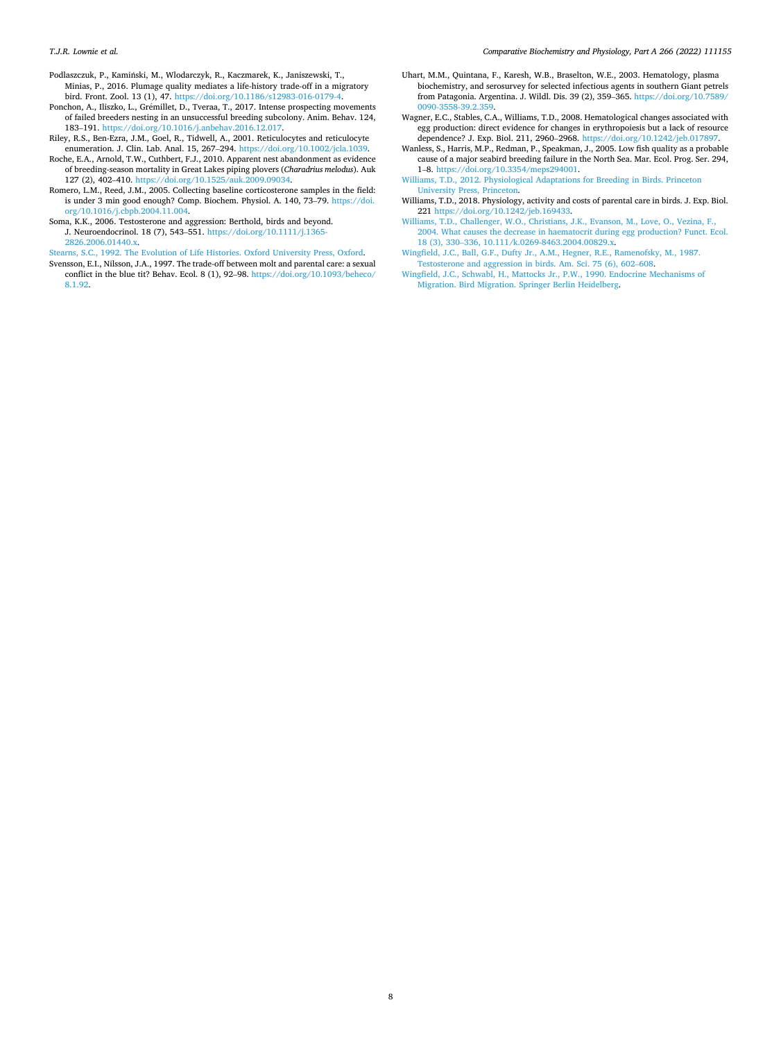Podlaszczuk, P., Kamiński, M., Wlodarczyk, R., Kaczmarek, K., Janiszewski, T., Minias, P., 2016. Plumage quality mediates a life-history trade-off in a migratory bird. Front. Zool. 13 (1), 47. https://doi.org/10.1186/s12983-016-0179-4.

Ponchon, A., Iliszko, L., Grémillet, D., Tveraa, T., 2017. Intense prospecting movements of failed breeders nesting in an unsuccessful breeding subcolony. Anim. Behav. 124, 183–191. https://doi.org/10.1016/j.anbehav.2016.12.017.

Riley, R.S., Ben-Ezra, J.M., Goel, R., Tidwell, A., 2001. Reticulocytes and reticulocyte enumeration. J. Clin. Lab. Anal. 15, 267–294. https://doi.org/10.1002/jcla.1039.

Roche, E.A., Arnold, T.W., Cuthbert, F.J., 2010. Apparent nest abandonment as evidence of breeding-season mortality in Great Lakes piping plovers (*Charadrius melodus*). Auk 127 (2), 402–410. https://doi.org/10.1525/auk.2009.09034.

Romero, L.M., Reed, J.M., 2005. Collecting baseline corticosterone samples in the field: is under 3 min good enough? Comp. Biochem. Physiol. A. 140, 73–79. https://doi.org/10.1016/j.cbpb.2004.11.004.

Soma, K.K., 2006. Testosterone and aggression: Berthold, birds and beyond. J. Neuroendocrinol. 18 (7), 543–551. https://doi.org/10.1111/j.1365-2826.2006.01440.x.

Stearns, S.C., 1992. The Evolution of Life Histories. Oxford University Press, Oxford.

Svensson, E.I., Nilsson, J.A., 1997. The trade-off between molt and parental care: a sexual conflict in the blue tit? Behav. Ecol. 8 (1), 92–98. https://doi.org/10.1093/beheco/8.1.92.

Uhart, M.M., Quintana, F., Karesh, W.B., Braselton, W.E., 2003. Hematology, plasma biochemistry, and serosurvey for selected infectious agents in southern Giant petrels from Patagonia. Argentina. J. Wildl. Dis. 39 (2), 359–365. https://doi.org/10.7589/0090-3558-39.2.359.

Wagner, E.C., Stables, C.A., Williams, T.D., 2008. Hematological changes associated with egg production: direct evidence for changes in erythropoiesis but a lack of resource dependence? J. Exp. Biol. 211, 2960–2968. https://doi.org/10.1242/jeb.017897.

Wanless, S., Harris, M.P., Redman, P., Speakman, J., 2005. Low fish quality as a probable cause of a major seabird breeding failure in the North Sea. Mar. Ecol. Prog. Ser. 294, 1–8. https://doi.org/10.3354/meps294001.

Williams, T.D., 2012. Physiological Adaptations for Breeding in Birds. Princeton University Press, Princeton.

Williams, T.D., 2018. Physiology, activity and costs of parental care in birds. J. Exp. Biol. 221 https://doi.org/10.1242/jeb.169433.

Williams, T.D., Challenger, W.O., Christians, J.K., Evanson, M., Love, O., Vezina, F., 2004. What causes the decrease in haematocrit during egg production? Funct. Ecol. 18 (3), 330–336, 10.111/k.0269-8463.2004.00829.x.

Wingfield, J.C., Ball, G.F., Dufty Jr., A.M., Hegner, R.E., Ramenofsky, M., 1987. Testosterone and aggression in birds. Am. Sci. 75 (6), 602–608.

Wingfield, J.C., Schwabl, H., Mattocks Jr., P.W., 1990. Endocrine Mechanisms of Migration. Bird Migration. Springer Berlin Heidelberg.